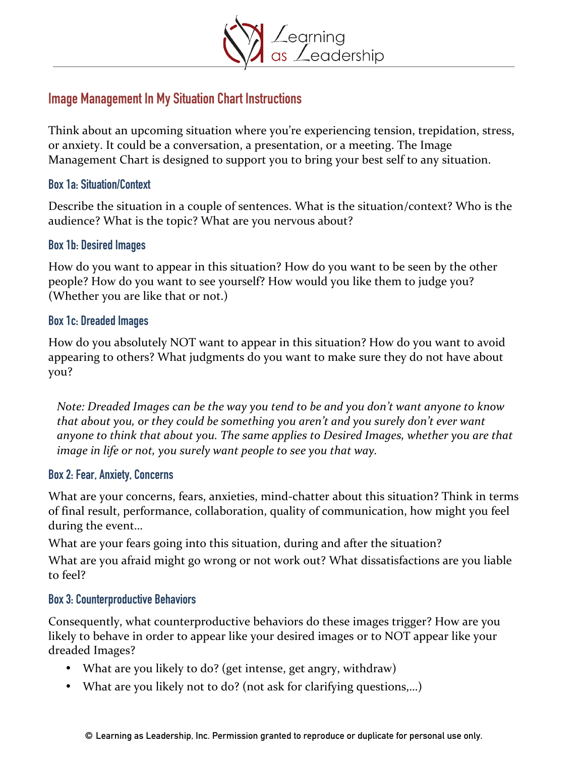# Image Management In My Situation Chart Instructions

Think about an upcoming situation where you're experiencing tension, trepidation, stress, or anxiety. It could be a conversation, a presentation, or a meeting. The Image Management Chart is designed to support you to bring your best self to any situation.

### Box 1a: Situation/Context

Describe the situation in a couple of sentences. What is the situation/context? Who is the audience? What is the topic? What are you nervous about?

### Box 1b: Desired Images

How do you want to appear in this situation? How do you want to be seen by the other people? How do you want to see yourself? How would you like them to judge you? (Whether you are like that or not.)

### Box 1c: Dreaded Images

How do you absolutely NOT want to appear in this situation? How do you want to avoid appearing to others? What judgments do you want to make sure they do not have about you?

> *Note: Dreaded Images can be the way you tend to be and you don't want anyone to know that about you, or they could be something you aren't and you surely don't ever want anyone to think that about you. The same applies to Desired Images, whether you are that image in life or not, you surely want people to see you that way.*

### Box 2: Fear, Anxiety, Concerns

What are your concerns, fears, anxieties, mind-chatter about this situation? Think in terms of final result, performance, collaboration, quality of communication, how might you feel during the event…

What are your fears going into this situation, during and after the situation?

What are you afraid might go wrong or not work out? What dissatisfactions are you liable to feel?

### Box 3: Counterproductive Behaviors

Consequently, what counterproductive behaviors do these images trigger? How are you likely to behave in order to appear like your desired images or to NOT appear like your dreaded Images?

- What are you likely to do? (get intense, get angry, withdraw)
- What are you likely not to do? (not ask for clarifying questions,…)

© Learning as Leadership, Inc. Permission granted to reproduce or duplicate for personal use only.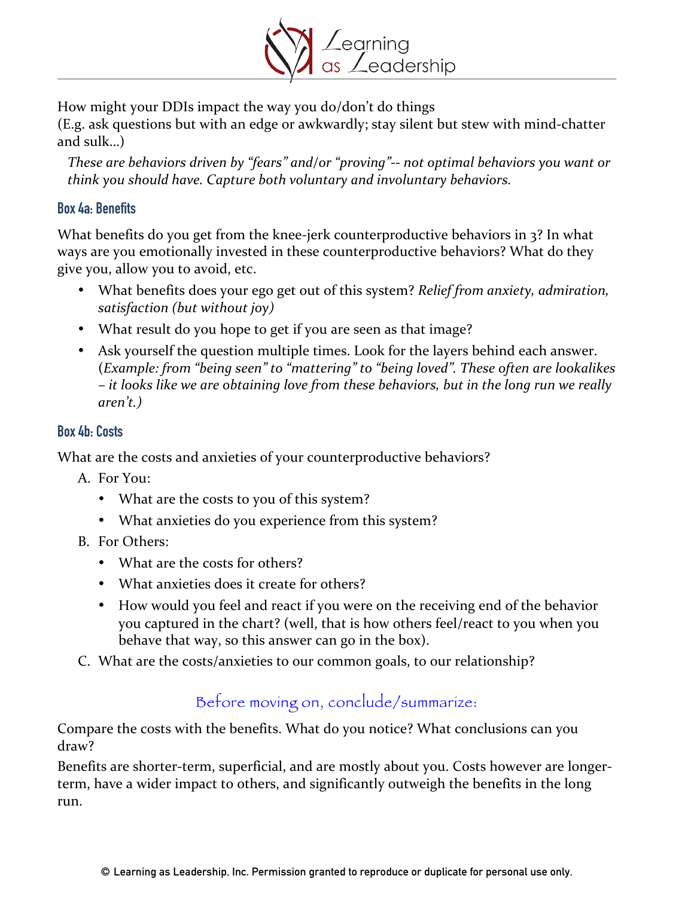How might your DDIs impact the way you do/don't do things
(E.g. ask questions but with an edge or awkwardly; stay silent but stew with mind-chatter and sulk…)

*These are behaviors driven by "fears" and/or "proving"-- not optimal behaviors you want or think you should have. Capture both voluntary and involuntary behaviors.*

### Box 4a: Benefits

What benefits do you get from the knee-jerk counterproductive behaviors in 3? In what ways are you emotionally invested in these counterproductive behaviors? What do they give you, allow you to avoid, etc.

- What benefits does your ego get out of this system? *Relief from anxiety, admiration, satisfaction (but without joy)*
- What result do you hope to get if you are seen as that image?
- Ask yourself the question multiple times. Look for the layers behind each answer. (*Example: from "being seen" to "mattering" to "being loved". These often are lookalikes – it looks like we are obtaining love from these behaviors, but in the long run we really aren't.)*

### Box 4b: Costs

What are the costs and anxieties of your counterproductive behaviors?

A. For You:
   - What are the costs to you of this system?
   - What anxieties do you experience from this system?
B. For Others:
   - What are the costs for others?
   - What anxieties does it create for others?
   - How would you feel and react if you were on the receiving end of the behavior you captured in the chart? (well, that is how others feel/react to you when you behave that way, so this answer can go in the box).
C. What are the costs/anxieties to our common goals, to our relationship?

## Before moving on, conclude/summarize:

Compare the costs with the benefits. What do you notice? What conclusions can you draw?

Benefits are shorter-term, superficial, and are mostly about you. Costs however are longer-term, have a wider impact to others, and significantly outweigh the benefits in the long run.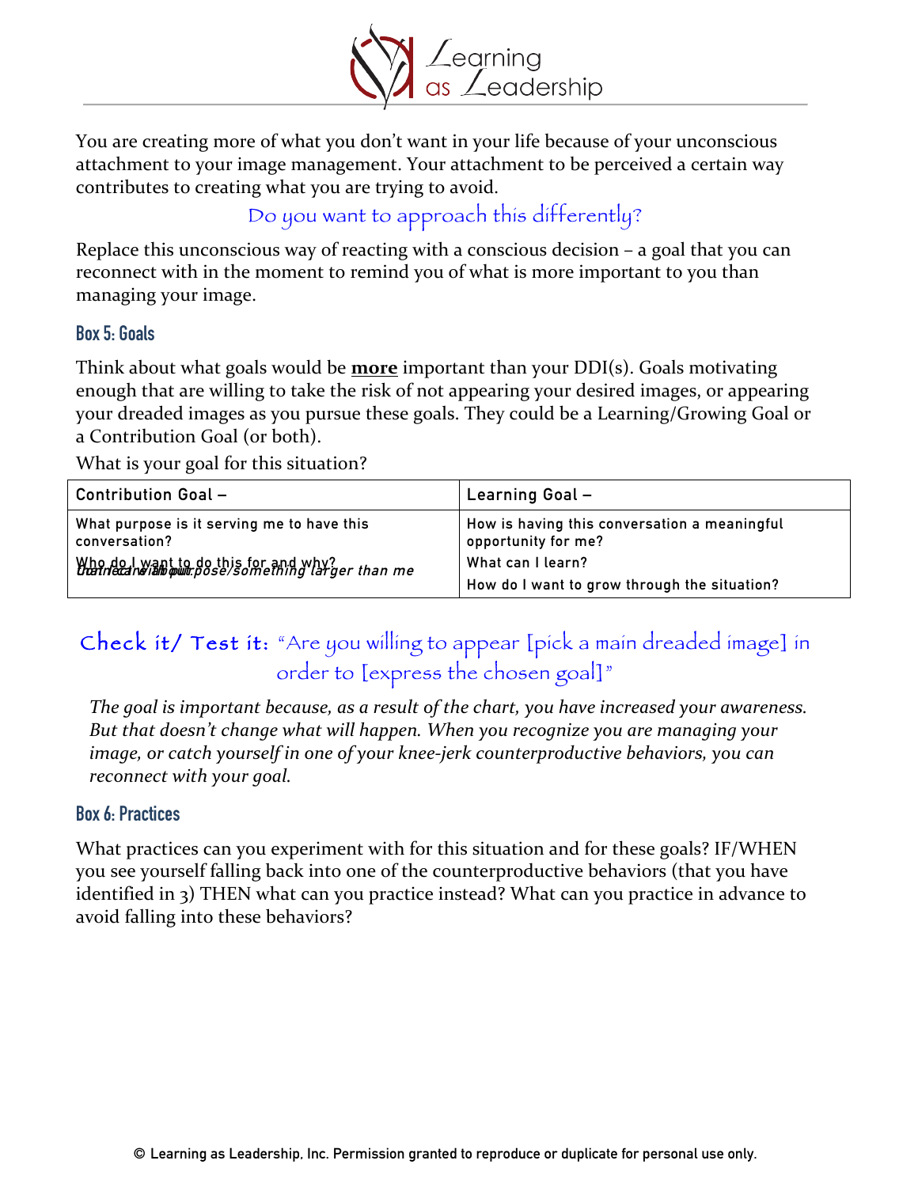You are creating more of what you don't want in your life because of your unconscious attachment to your image management. Your attachment to be perceived a certain way contributes to creating what you are trying to avoid.

Do you want to approach this differently?

Replace this unconscious way of reacting with a conscious decision – a goal that you can reconnect with in the moment to remind you of what is more important to you than managing your image.

### Box 5: Goals

Think about what goals would be **more** important than your DDI(s). Goals motivating enough that are willing to take the risk of not appearing your desired images, or appearing your dreaded images as you pursue these goals. They could be a Learning/Growing Goal or a Contribution Goal (or both).

What is your goal for this situation?

| Contribution Goal – | Learning Goal – |
|---|---|
| What purpose is it serving me to have this conversation?<br>Who do I want to do this for and why?<br>*Connect with a purpose/something larger than me* | How is having this conversation a meaningful opportunity for me?<br>What can I learn?<br>How do I want to grow through the situation? |

**Check it/ Test it:** "Are you willing to appear [pick a main dreaded image] in order to [express the chosen goal]"

*The goal is important because, as a result of the chart, you have increased your awareness. But that doesn't change what will happen. When you recognize you are managing your image, or catch yourself in one of your knee-jerk counterproductive behaviors, you can reconnect with your goal.*

### Box 6: Practices

What practices can you experiment with for this situation and for these goals? IF/WHEN you see yourself falling back into one of the counterproductive behaviors (that you have identified in 3) THEN what can you practice instead? What can you practice in advance to avoid falling into these behaviors?

© Learning as Leadership, Inc. Permission granted to reproduce or duplicate for personal use only.